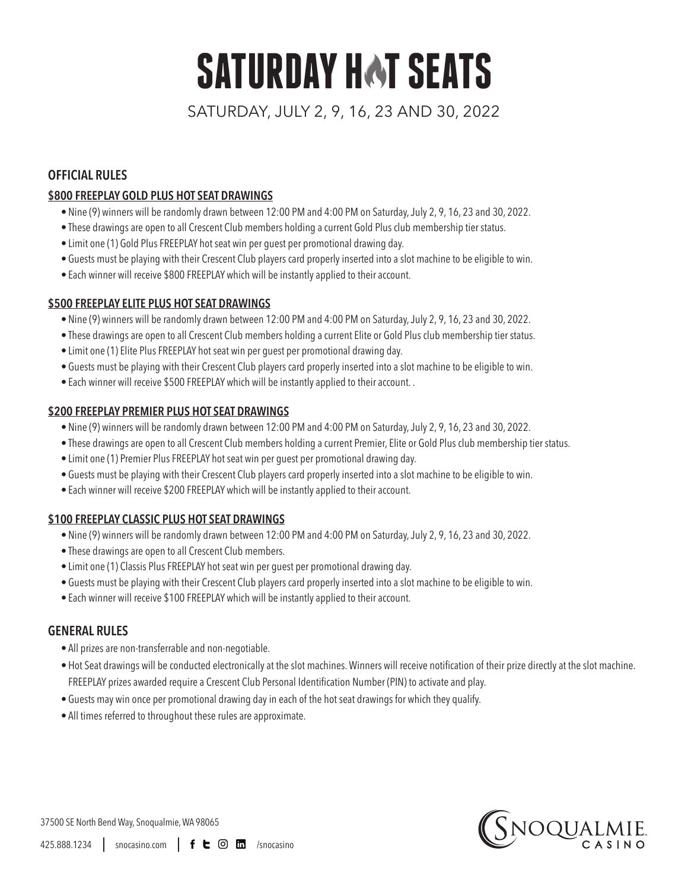# SATURDAY HOT SEATS

SATURDAY, JULY 2, 9, 16, 23 AND 30, 2022

## OFFICIAL RULES

### $800 FREEPLAY GOLD PLUS HOT SEAT DRAWINGS

- Nine (9) winners will be randomly drawn between 12:00 PM and 4:00 PM on Saturday, July 2, 9, 16, 23 and 30, 2022.
- These drawings are open to all Crescent Club members holding a current Gold Plus club membership tier status.
- Limit one (1) Gold Plus FREEPLAY hot seat win per guest per promotional drawing day.
- Guests must be playing with their Crescent Club players card properly inserted into a slot machine to be eligible to win.
- Each winner will receive $800 FREEPLAY which will be instantly applied to their account.

### $500 FREEPLAY ELITE PLUS HOT SEAT DRAWINGS

- Nine (9) winners will be randomly drawn between 12:00 PM and 4:00 PM on Saturday, July 2, 9, 16, 23 and 30, 2022.
- These drawings are open to all Crescent Club members holding a current Elite or Gold Plus club membership tier status.
- Limit one (1) Elite Plus FREEPLAY hot seat win per guest per promotional drawing day.
- Guests must be playing with their Crescent Club players card properly inserted into a slot machine to be eligible to win.
- Each winner will receive $500 FREEPLAY which will be instantly applied to their account. .

### $200 FREEPLAY PREMIER PLUS HOT SEAT DRAWINGS

- Nine (9) winners will be randomly drawn between 12:00 PM and 4:00 PM on Saturday, July 2, 9, 16, 23 and 30, 2022.
- These drawings are open to all Crescent Club members holding a current Premier, Elite or Gold Plus club membership tier status.
- Limit one (1) Premier Plus FREEPLAY hot seat win per guest per promotional drawing day.
- Guests must be playing with their Crescent Club players card properly inserted into a slot machine to be eligible to win.
- Each winner will receive $200 FREEPLAY which will be instantly applied to their account.

### $100 FREEPLAY CLASSIC PLUS HOT SEAT DRAWINGS

- Nine (9) winners will be randomly drawn between 12:00 PM and 4:00 PM on Saturday, July 2, 9, 16, 23 and 30, 2022.
- These drawings are open to all Crescent Club members.
- Limit one (1) Classis Plus FREEPLAY hot seat win per guest per promotional drawing day.
- Guests must be playing with their Crescent Club players card properly inserted into a slot machine to be eligible to win.
- Each winner will receive $100 FREEPLAY which will be instantly applied to their account.

## GENERAL RULES

- All prizes are non-transferrable and non-negotiable.
- Hot Seat drawings will be conducted electronically at the slot machines. Winners will receive notification of their prize directly at the slot machine. FREEPLAY prizes awarded require a Crescent Club Personal Identification Number (PIN) to activate and play.
- Guests may win once per promotional drawing day in each of the hot seat drawings for which they qualify.
- All times referred to throughout these rules are approximate.

37500 SE North Bend Way, Snoqualmie, WA 98065

425.888.1234 | snocasino.com | /snocasino

SNOQUALMIE CASINO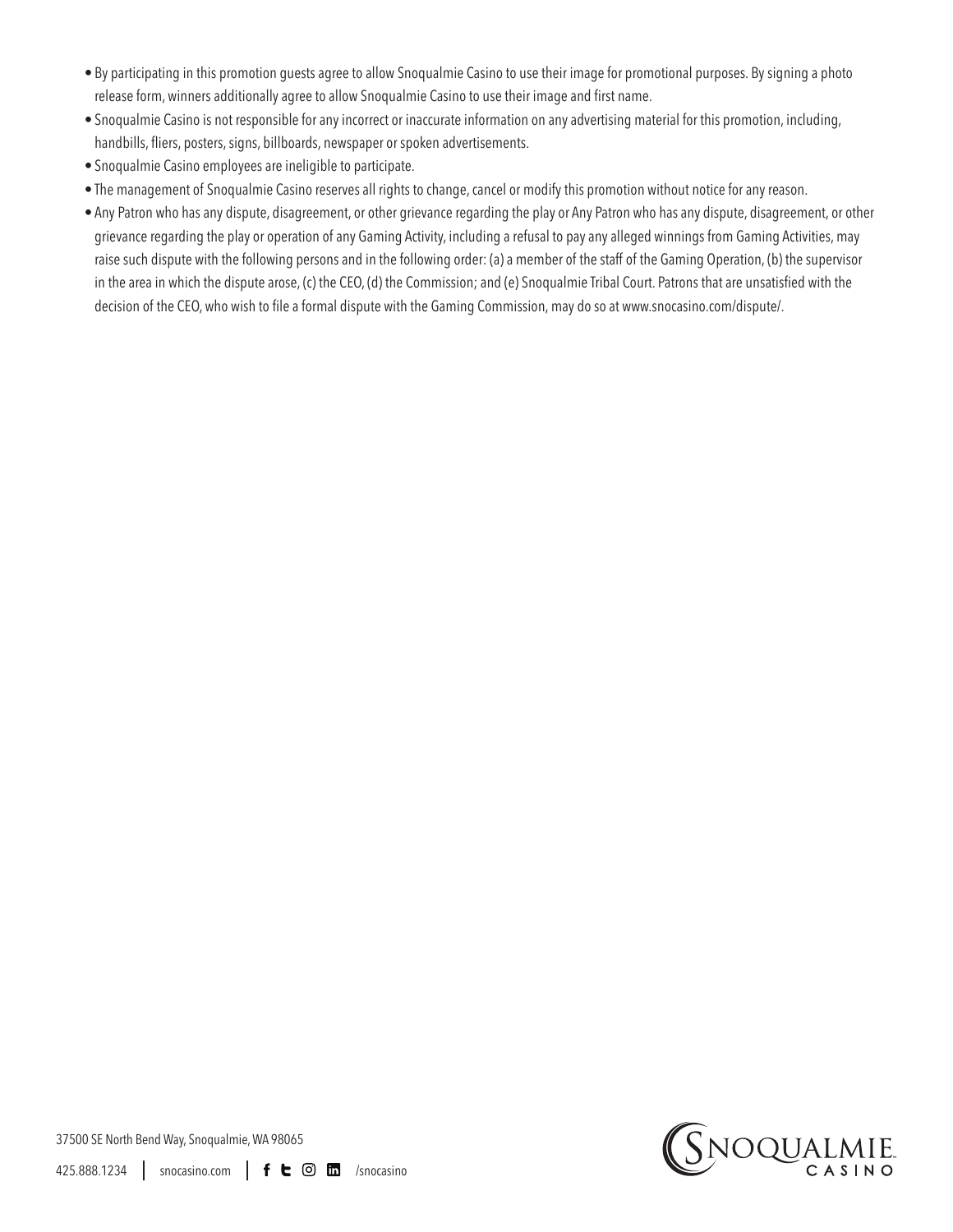- By participating in this promotion guests agree to allow Snoqualmie Casino to use their image for promotional purposes. By signing a photo release form, winners additionally agree to allow Snoqualmie Casino to use their image and first name.
- Snoqualmie Casino is not responsible for any incorrect or inaccurate information on any advertising material for this promotion, including, handbills, fliers, posters, signs, billboards, newspaper or spoken advertisements.
- Snoqualmie Casino employees are ineligible to participate.
- The management of Snoqualmie Casino reserves all rights to change, cancel or modify this promotion without notice for any reason.
- Any Patron who has any dispute, disagreement, or other grievance regarding the play or Any Patron who has any dispute, disagreement, or other grievance regarding the play or operation of any Gaming Activity, including a refusal to pay any alleged winnings from Gaming Activities, may raise such dispute with the following persons and in the following order: (a) a member of the staff of the Gaming Operation, (b) the supervisor in the area in which the dispute arose, (c) the CEO, (d) the Commission; and (e) Snoqualmie Tribal Court. Patrons that are unsatisfied with the decision of the CEO, who wish to file a formal dispute with the Gaming Commission, may do so at www.snocasino.com/dispute/.

37500 SE North Bend Way, Snoqualmie, WA 98065

425.888.1234 | snocasino.com | /snocasino

SNOQUALMIE CASINO